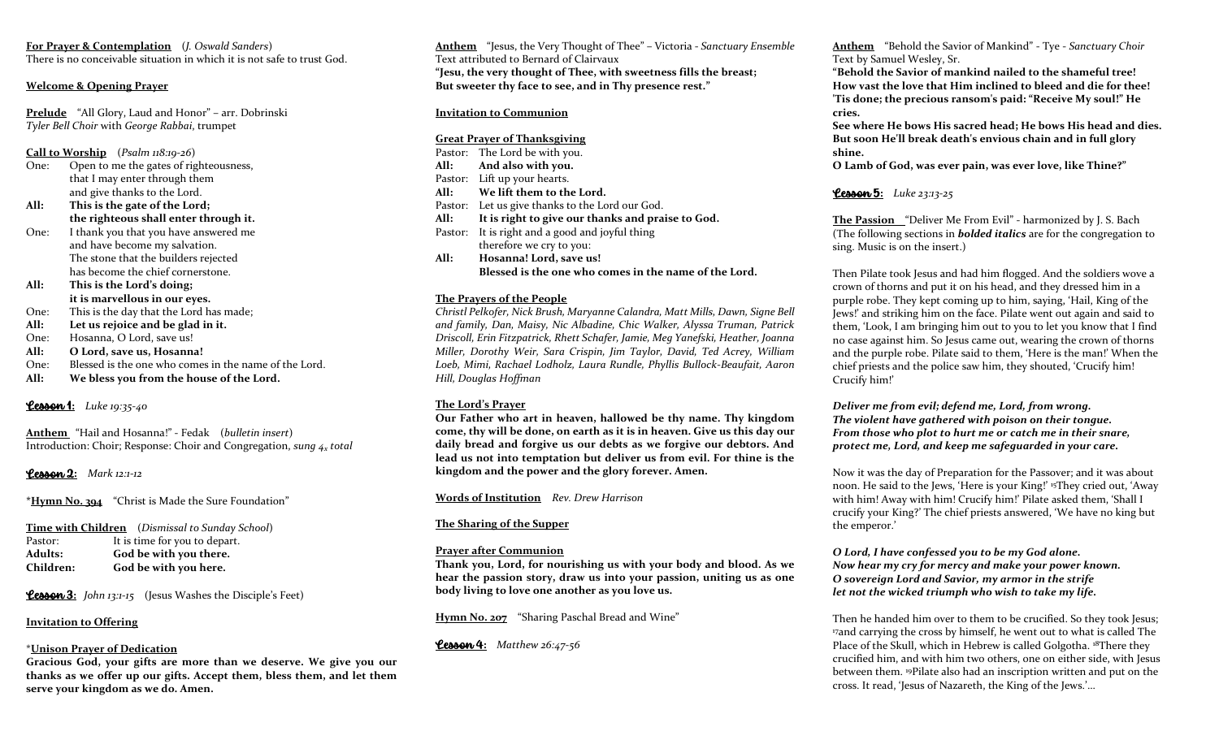**For Prayer & Contemplation** (*J. Oswald Sanders*)
There is no conceivable situation in which it is not safe to trust God.

**Welcome & Opening Prayer**

**Prelude** "All Glory, Laud and Honor" – arr. Dobrinski
*Tyler Bell Choir* with *George Rabbai*, trumpet

**Call to Worship** (*Psalm 118:19-26*)

One: Open to me the gates of righteousness,
that I may enter through them
and give thanks to the Lord.
**All: This is the gate of the Lord;**
**the righteous shall enter through it.**
One: I thank you that you have answered me
and have become my salvation.
The stone that the builders rejected
has become the chief cornerstone.
**All: This is the Lord's doing;**
**it is marvellous in our eyes.**
One: This is the day that the Lord has made;
**All: Let us rejoice and be glad in it.**
One: Hosanna, O Lord, save us!
**All: O Lord, save us, Hosanna!**
One: Blessed is the one who comes in the name of the Lord.
**All: We bless you from the house of the Lord.**

**Lesson 1:** *Luke 19:35-40*

**Anthem** "Hail and Hosanna!" - Fedak (*bulletin insert*)
Introduction: Choir; Response: Choir and Congregation, *sung 4x total*

**Lesson 2:** *Mark 12:1-12*

\***Hymn No. 394** "Christ is Made the Sure Foundation"

**Time with Children** (*Dismissal to Sunday School*)

Pastor: It is time for you to depart.
**Adults: God be with you there.**
**Children: God be with you here.**

**Lesson 3:** *John 13:1-15* (Jesus Washes the Disciple's Feet)

**Invitation to Offering**

\***Unison Prayer of Dedication**
**Gracious God, your gifts are more than we deserve. We give you our thanks as we offer up our gifts. Accept them, bless them, and let them serve your kingdom as we do. Amen.**

**Anthem** "Jesus, the Very Thought of Thee" – Victoria - *Sanctuary Ensemble*
Text attributed to Bernard of Clairvaux
**"Jesu, the very thought of Thee, with sweetness fills the breast;**
**But sweeter thy face to see, and in Thy presence rest."**

**Invitation to Communion**

**Great Prayer of Thanksgiving**

Pastor: The Lord be with you.
**All: And also with you.**
Pastor: Lift up your hearts.
**All: We lift them to the Lord.**
Pastor: Let us give thanks to the Lord our God.
**All: It is right to give our thanks and praise to God.**
Pastor: It is right and a good and joyful thing
therefore we cry to you:
**All: Hosanna! Lord, save us!**
**Blessed is the one who comes in the name of the Lord.**

**The Prayers of the People**
*Christl Pelkofer, Nick Brush, Maryanne Calandra, Matt Mills, Dawn, Signe Bell and family, Dan, Maisy, Nic Albadine, Chic Walker, Alyssa Truman, Patrick Driscoll, Erin Fitzpatrick, Rhett Schafer, Jamie, Meg Yanefski, Heather, Joanna Miller, Dorothy Weir, Sara Crispin, Jim Taylor, David, Ted Acrey, William Loeb, Mimi, Rachael Lodholz, Laura Rundle, Phyllis Bullock-Beaufait, Aaron Hill, Douglas Hoffman*

**The Lord's Prayer**
**Our Father who art in heaven, hallowed be thy name. Thy kingdom come, thy will be done, on earth as it is in heaven. Give us this day our daily bread and forgive us our debts as we forgive our debtors. And lead us not into temptation but deliver us from evil. For thine is the kingdom and the power and the glory forever. Amen.**

**Words of Institution** *Rev. Drew Harrison*

**The Sharing of the Supper**

**Prayer after Communion**
**Thank you, Lord, for nourishing us with your body and blood. As we hear the passion story, draw us into your passion, uniting us as one body living to love one another as you love us.**

**Hymn No. 207** "Sharing Paschal Bread and Wine"

**Lesson 4:** *Matthew 26:47-56*

**Anthem** "Behold the Savior of Mankind" - Tye - *Sanctuary Choir*
Text by Samuel Wesley, Sr.
**"Behold the Savior of mankind nailed to the shameful tree!**
**How vast the love that Him inclined to bleed and die for thee!**
**'Tis done; the precious ransom's paid: "Receive My soul!" He cries.**
**See where He bows His sacred head; He bows His head and dies.**
**But soon He'll break death's envious chain and in full glory shine.**
**O Lamb of God, was ever pain, was ever love, like Thine?"**

**Lesson 5:** *Luke 23:13-25*

**The Passion** "Deliver Me From Evil" - harmonized by J. S. Bach
(The following sections in ***bolded italics*** are for the congregation to sing. Music is on the insert.)

Then Pilate took Jesus and had him flogged. And the soldiers wove a crown of thorns and put it on his head, and they dressed him in a purple robe. They kept coming up to him, saying, 'Hail, King of the Jews!' and striking him on the face. Pilate went out again and said to them, 'Look, I am bringing him out to you to let you know that I find no case against him. So Jesus came out, wearing the crown of thorns and the purple robe. Pilate said to them, 'Here is the man!' When the chief priests and the police saw him, they shouted, 'Crucify him! Crucify him!'

***Deliver me from evil; defend me, Lord, from wrong.***
***The violent have gathered with poison on their tongue.***
***From those who plot to hurt me or catch me in their snare,***
***protect me, Lord, and keep me safeguarded in your care.***

Now it was the day of Preparation for the Passover; and it was about noon. He said to the Jews, 'Here is your King!' [15]They cried out, 'Away with him! Away with him! Crucify him!' Pilate asked them, 'Shall I crucify your King?' The chief priests answered, 'We have no king but the emperor.'

***O Lord, I have confessed you to be my God alone.***
***Now hear my cry for mercy and make your power known.***
***O sovereign Lord and Savior, my armor in the strife***
***let not the wicked triumph who wish to take my life.***

Then he handed him over to them to be crucified. So they took Jesus; [17]and carrying the cross by himself, he went out to what is called The Place of the Skull, which in Hebrew is called Golgotha. [18]There they crucified him, and with him two others, one on either side, with Jesus between them. [19]Pilate also had an inscription written and put on the cross. It read, 'Jesus of Nazareth, the King of the Jews.'...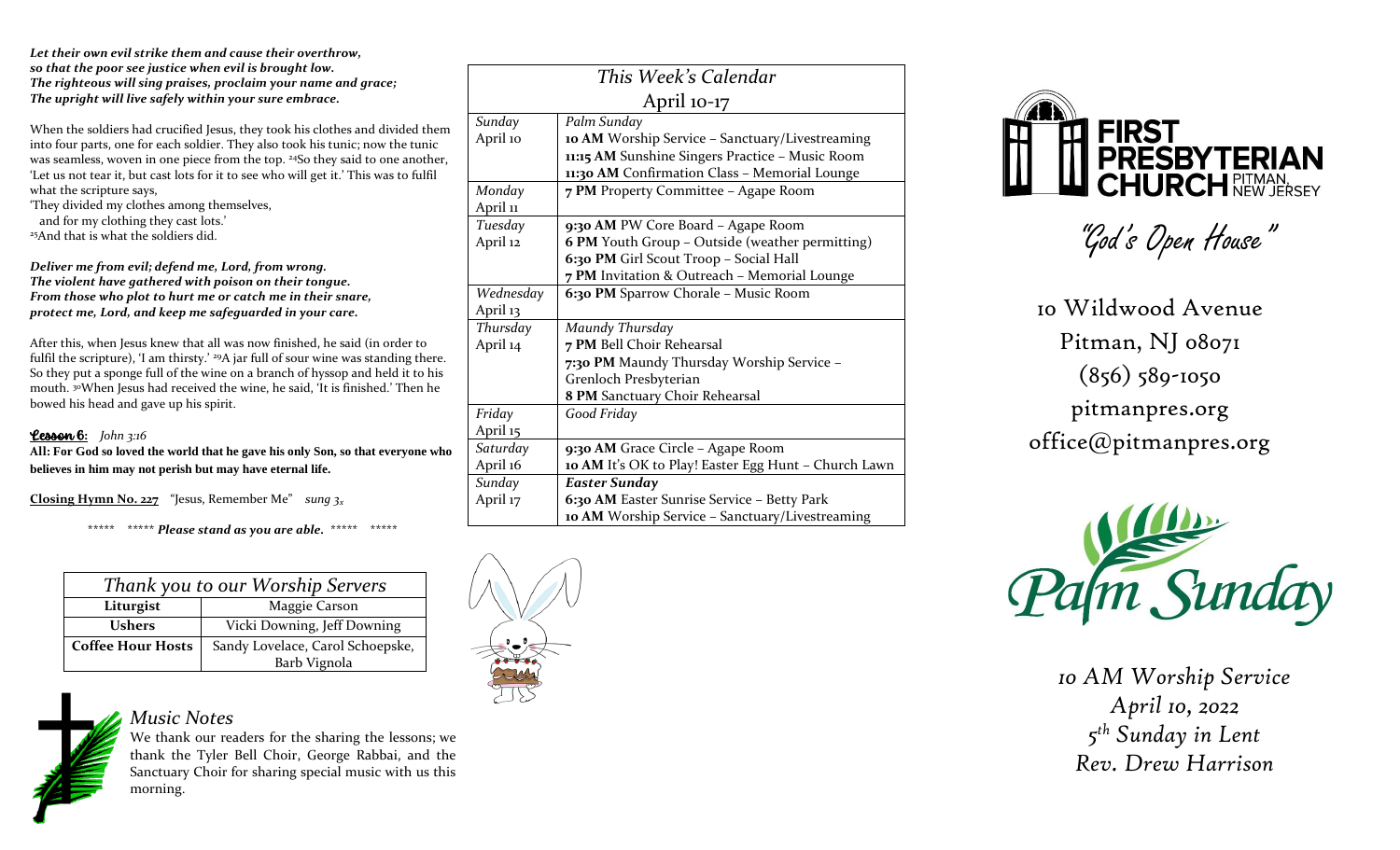***Let their own evil strike them and cause their overthrow,***
***so that the poor see justice when evil is brought low.***
***The righteous will sing praises, proclaim your name and grace;***
***The upright will live safely within your sure embrace.***

When the soldiers had crucified Jesus, they took his clothes and divided them into four parts, one for each soldier. They also took his tunic; now the tunic was seamless, woven in one piece from the top. [24]So they said to one another, 'Let us not tear it, but cast lots for it to see who will get it.' This was to fulfil what the scripture says,
'They divided my clothes among themselves,
and for my clothing they cast lots.'
[25]And that is what the soldiers did.

***Deliver me from evil; defend me, Lord, from wrong.***
***The violent have gathered with poison on their tongue.***
***From those who plot to hurt me or catch me in their snare,***
***protect me, Lord, and keep me safeguarded in your care.***

After this, when Jesus knew that all was now finished, he said (in order to fulfil the scripture), 'I am thirsty.' [29]A jar full of sour wine was standing there. So they put a sponge full of the wine on a branch of hyssop and held it to his mouth. [30]When Jesus had received the wine, he said, 'It is finished.' Then he bowed his head and gave up his spirit.

**Lesson 6:** *John 3:16*
**All: For God so loved the world that he gave his only Son, so that everyone who believes in him may not perish but may have eternal life.**

**Closing Hymn No. 227** "Jesus, Remember Me" *sung 3x*

***** ***** ***Please stand as you are able.*** ***** *****

| *Thank you to our Worship Servers* | |
|---|---|
| **Liturgist** | Maggie Carson |
| **Ushers** | Vicki Downing, Jeff Downing |
| **Coffee Hour Hosts** | Sandy Lovelace, Carol Schoepske, Barb Vignola |

## *Music Notes*

We thank our readers for the sharing the lessons; we thank the Tyler Bell Choir, George Rabbai, and the Sanctuary Choir for sharing special music with us this morning.

| *This Week's Calendar* April 10-17 | |
|---|---|
| *Sunday* April 10 | *Palm Sunday*<br>**10 AM** Worship Service – Sanctuary/Livestreaming<br>**11:15 AM** Sunshine Singers Practice – Music Room<br>**11:30 AM** Confirmation Class – Memorial Lounge |
| *Monday* April 11 | **7 PM** Property Committee – Agape Room |
| *Tuesday* April 12 | **9:30 AM** PW Core Board – Agape Room<br>**6 PM** Youth Group – Outside (weather permitting)<br>**6:30 PM** Girl Scout Troop – Social Hall<br>**7 PM** Invitation & Outreach – Memorial Lounge |
| *Wednesday* April 13 | **6:30 PM** Sparrow Chorale – Music Room |
| *Thursday* April 14 | *Maundy Thursday*<br>**7 PM** Bell Choir Rehearsal<br>**7:30 PM** Maundy Thursday Worship Service – Grenloch Presbyterian<br>**8 PM** Sanctuary Choir Rehearsal |
| *Friday* April 15 | *Good Friday* |
| *Saturday* April 16 | **9:30 AM** Grace Circle – Agape Room<br>**10 AM** It's OK to Play! Easter Egg Hunt – Church Lawn |
| *Sunday* April 17 | ***Easter Sunday***<br>**6:30 AM** Easter Sunrise Service – Betty Park<br>**10 AM** Worship Service – Sanctuary/Livestreaming |

# FIRST PRESBYTERIAN CHURCH PITMAN, NEW JERSEY

"God's Open House"

10 Wildwood Avenue
Pitman, NJ 08071
(856) 589-1050
pitmanpres.org
office@pitmanpres.org

Palm Sunday

*10 AM Worship Service*
*April 10, 2022*
*5th Sunday in Lent*
*Rev. Drew Harrison*